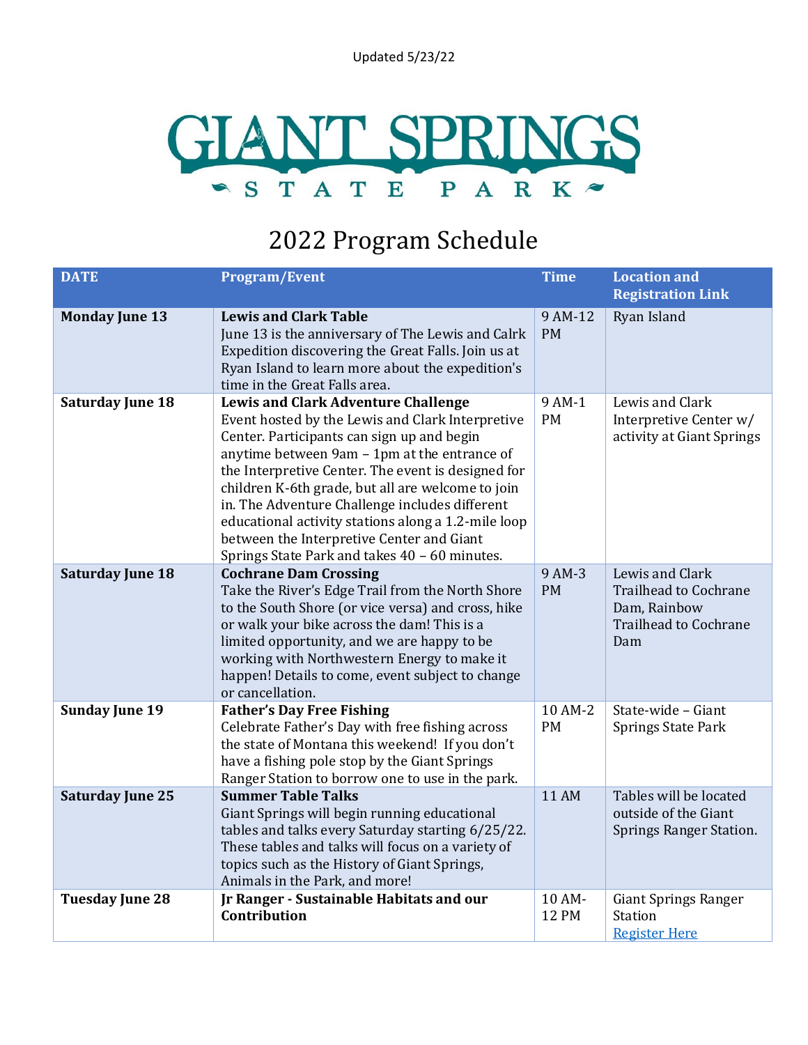Updated 5/23/22

# GIANT SPRINGS STATE PARK

## 2022 Program Schedule

| DATE | Program/Event | Time | Location and Registration Link |
|---|---|---|---|
| **Monday June 13** | **Lewis and Clark Table**<br>June 13 is the anniversary of The Lewis and Calrk Expedition discovering the Great Falls. Join us at Ryan Island to learn more about the expedition's time in the Great Falls area. | 9 AM-12 PM | Ryan Island |
| **Saturday June 18** | **Lewis and Clark Adventure Challenge**<br>Event hosted by the Lewis and Clark Interpretive Center. Participants can sign up and begin anytime between 9am – 1pm at the entrance of the Interpretive Center. The event is designed for children K-6th grade, but all are welcome to join in. The Adventure Challenge includes different educational activity stations along a 1.2-mile loop between the Interpretive Center and Giant Springs State Park and takes 40 – 60 minutes. | 9 AM-1 PM | Lewis and Clark Interpretive Center w/ activity at Giant Springs |
| **Saturday June 18** | **Cochrane Dam Crossing**<br>Take the River's Edge Trail from the North Shore to the South Shore (or vice versa) and cross, hike or walk your bike across the dam! This is a limited opportunity, and we are happy to be working with Northwestern Energy to make it happen! Details to come, event subject to change or cancellation. | 9 AM-3 PM | Lewis and Clark Trailhead to Cochrane Dam, Rainbow Trailhead to Cochrane Dam |
| **Sunday June 19** | **Father's Day Free Fishing**<br>Celebrate Father's Day with free fishing across the state of Montana this weekend! If you don't have a fishing pole stop by the Giant Springs Ranger Station to borrow one to use in the park. | 10 AM-2 PM | State-wide – Giant Springs State Park |
| **Saturday June 25** | **Summer Table Talks**<br>Giant Springs will begin running educational tables and talks every Saturday starting 6/25/22. These tables and talks will focus on a variety of topics such as the History of Giant Springs, Animals in the Park, and more! | 11 AM | Tables will be located outside of the Giant Springs Ranger Station. |
| **Tuesday June 28** | **Jr Ranger - Sustainable Habitats and our Contribution** | 10 AM-12 PM | Giant Springs Ranger Station<br>Register Here |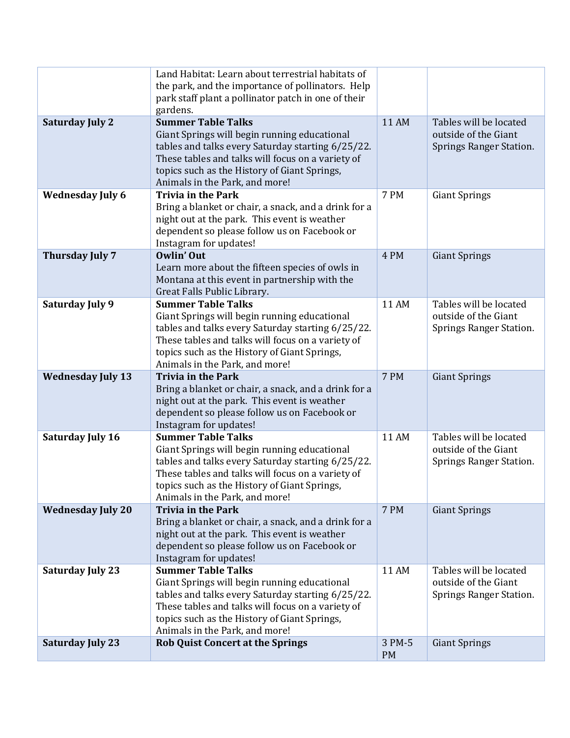| | | | |
|---|---|---|---|
| | Land Habitat: Learn about terrestrial habitats of the park, and the importance of pollinators. Help park staff plant a pollinator patch in one of their gardens. | | |
| **Saturday July 2** | **Summer Table Talks**<br>Giant Springs will begin running educational tables and talks every Saturday starting 6/25/22. These tables and talks will focus on a variety of topics such as the History of Giant Springs, Animals in the Park, and more! | 11 AM | Tables will be located outside of the Giant Springs Ranger Station. |
| **Wednesday July 6** | **Trivia in the Park**<br>Bring a blanket or chair, a snack, and a drink for a night out at the park. This event is weather dependent so please follow us on Facebook or Instagram for updates! | 7 PM | Giant Springs |
| **Thursday July 7** | **Owlin' Out**<br>Learn more about the fifteen species of owls in Montana at this event in partnership with the Great Falls Public Library. | 4 PM | Giant Springs |
| **Saturday July 9** | **Summer Table Talks**<br>Giant Springs will begin running educational tables and talks every Saturday starting 6/25/22. These tables and talks will focus on a variety of topics such as the History of Giant Springs, Animals in the Park, and more! | 11 AM | Tables will be located outside of the Giant Springs Ranger Station. |
| **Wednesday July 13** | **Trivia in the Park**<br>Bring a blanket or chair, a snack, and a drink for a night out at the park. This event is weather dependent so please follow us on Facebook or Instagram for updates! | 7 PM | Giant Springs |
| **Saturday July 16** | **Summer Table Talks**<br>Giant Springs will begin running educational tables and talks every Saturday starting 6/25/22. These tables and talks will focus on a variety of topics such as the History of Giant Springs, Animals in the Park, and more! | 11 AM | Tables will be located outside of the Giant Springs Ranger Station. |
| **Wednesday July 20** | **Trivia in the Park**<br>Bring a blanket or chair, a snack, and a drink for a night out at the park. This event is weather dependent so please follow us on Facebook or Instagram for updates! | 7 PM | Giant Springs |
| **Saturday July 23** | **Summer Table Talks**<br>Giant Springs will begin running educational tables and talks every Saturday starting 6/25/22. These tables and talks will focus on a variety of topics such as the History of Giant Springs, Animals in the Park, and more! | 11 AM | Tables will be located outside of the Giant Springs Ranger Station. |
| **Saturday July 23** | **Rob Quist Concert at the Springs** | 3 PM-5 PM | Giant Springs |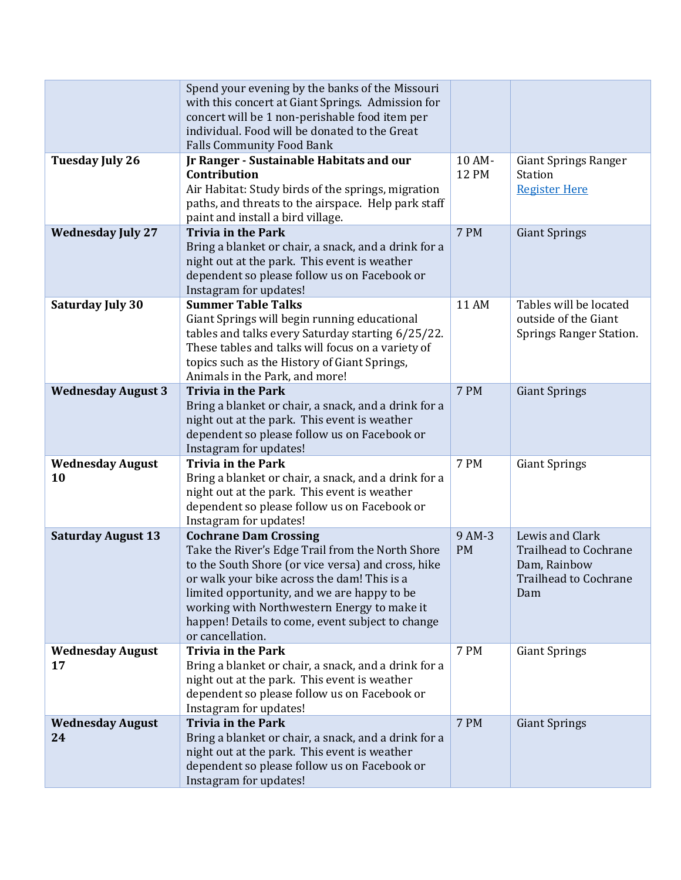| | | | |
|---|---|---|---|
| | Spend your evening by the banks of the Missouri with this concert at Giant Springs. Admission for concert will be 1 non-perishable food item per individual. Food will be donated to the Great Falls Community Food Bank | | |
| **Tuesday July 26** | **Jr Ranger - Sustainable Habitats and our Contribution** Air Habitat: Study birds of the springs, migration paths, and threats to the airspace. Help park staff paint and install a bird village. | 10 AM-12 PM | Giant Springs Ranger Station Register Here |
| **Wednesday July 27** | **Trivia in the Park** Bring a blanket or chair, a snack, and a drink for a night out at the park. This event is weather dependent so please follow us on Facebook or Instagram for updates! | 7 PM | Giant Springs |
| **Saturday July 30** | **Summer Table Talks** Giant Springs will begin running educational tables and talks every Saturday starting 6/25/22. These tables and talks will focus on a variety of topics such as the History of Giant Springs, Animals in the Park, and more! | 11 AM | Tables will be located outside of the Giant Springs Ranger Station. |
| **Wednesday August 3** | **Trivia in the Park** Bring a blanket or chair, a snack, and a drink for a night out at the park. This event is weather dependent so please follow us on Facebook or Instagram for updates! | 7 PM | Giant Springs |
| **Wednesday August 10** | **Trivia in the Park** Bring a blanket or chair, a snack, and a drink for a night out at the park. This event is weather dependent so please follow us on Facebook or Instagram for updates! | 7 PM | Giant Springs |
| **Saturday August 13** | **Cochrane Dam Crossing** Take the River's Edge Trail from the North Shore to the South Shore (or vice versa) and cross, hike or walk your bike across the dam! This is a limited opportunity, and we are happy to be working with Northwestern Energy to make it happen! Details to come, event subject to change or cancellation. | 9 AM-3 PM | Lewis and Clark Trailhead to Cochrane Dam, Rainbow Trailhead to Cochrane Dam |
| **Wednesday August 17** | **Trivia in the Park** Bring a blanket or chair, a snack, and a drink for a night out at the park. This event is weather dependent so please follow us on Facebook or Instagram for updates! | 7 PM | Giant Springs |
| **Wednesday August 24** | **Trivia in the Park** Bring a blanket or chair, a snack, and a drink for a night out at the park. This event is weather dependent so please follow us on Facebook or Instagram for updates! | 7 PM | Giant Springs |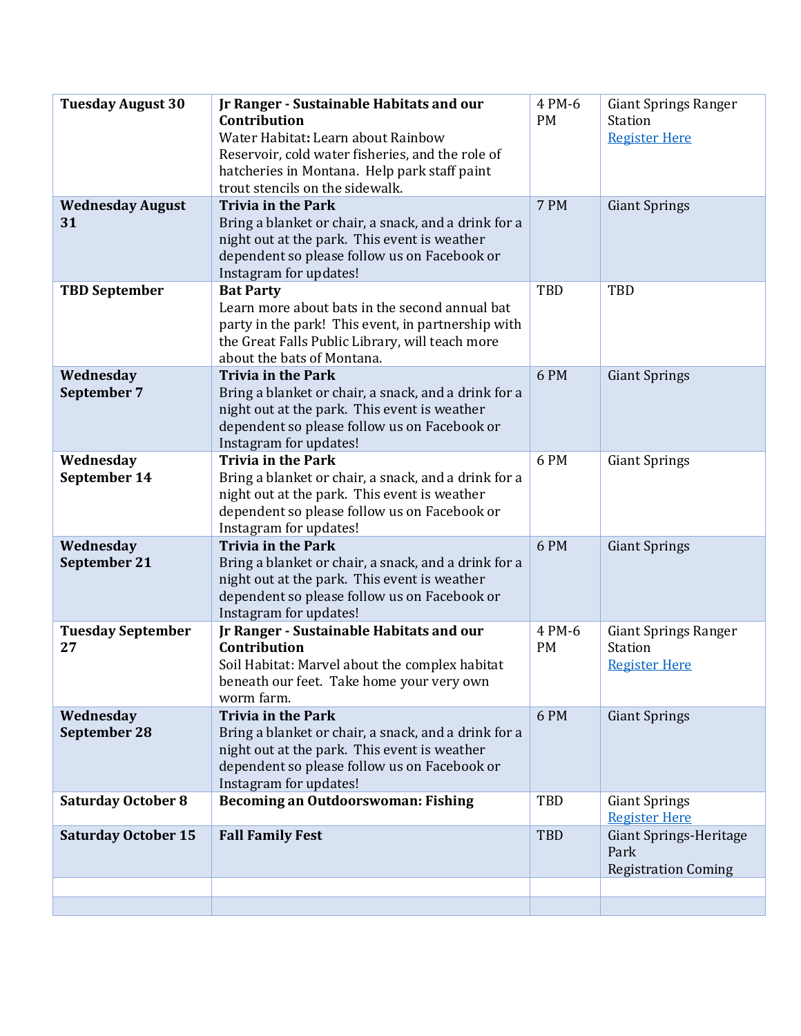| | | | |
|---|---|---|---|
| **Tuesday August 30** | **Jr Ranger - Sustainable Habitats and our Contribution**<br>Water Habitat**:** Learn about Rainbow Reservoir, cold water fisheries, and the role of hatcheries in Montana. Help park staff paint trout stencils on the sidewalk. | 4 PM-6 PM | Giant Springs Ranger Station<br>Register Here |
| **Wednesday August 31** | **Trivia in the Park**<br>Bring a blanket or chair, a snack, and a drink for a night out at the park. This event is weather dependent so please follow us on Facebook or Instagram for updates! | 7 PM | Giant Springs |
| **TBD September** | **Bat Party**<br>Learn more about bats in the second annual bat party in the park! This event, in partnership with the Great Falls Public Library, will teach more about the bats of Montana. | TBD | TBD |
| **Wednesday September 7** | **Trivia in the Park**<br>Bring a blanket or chair, a snack, and a drink for a night out at the park. This event is weather dependent so please follow us on Facebook or Instagram for updates! | 6 PM | Giant Springs |
| **Wednesday September 14** | **Trivia in the Park**<br>Bring a blanket or chair, a snack, and a drink for a night out at the park. This event is weather dependent so please follow us on Facebook or Instagram for updates! | 6 PM | Giant Springs |
| **Wednesday September 21** | **Trivia in the Park**<br>Bring a blanket or chair, a snack, and a drink for a night out at the park. This event is weather dependent so please follow us on Facebook or Instagram for updates! | 6 PM | Giant Springs |
| **Tuesday September 27** | **Jr Ranger - Sustainable Habitats and our Contribution**<br>Soil Habitat: Marvel about the complex habitat beneath our feet. Take home your very own worm farm. | 4 PM-6 PM | Giant Springs Ranger Station<br>Register Here |
| **Wednesday September 28** | **Trivia in the Park**<br>Bring a blanket or chair, a snack, and a drink for a night out at the park. This event is weather dependent so please follow us on Facebook or Instagram for updates! | 6 PM | Giant Springs |
| **Saturday October 8** | **Becoming an Outdoorswoman: Fishing** | TBD | Giant Springs<br>Register Here |
| **Saturday October 15** | **Fall Family Fest** | TBD | Giant Springs-Heritage Park<br>Registration Coming |
| | | | |
| | | | |